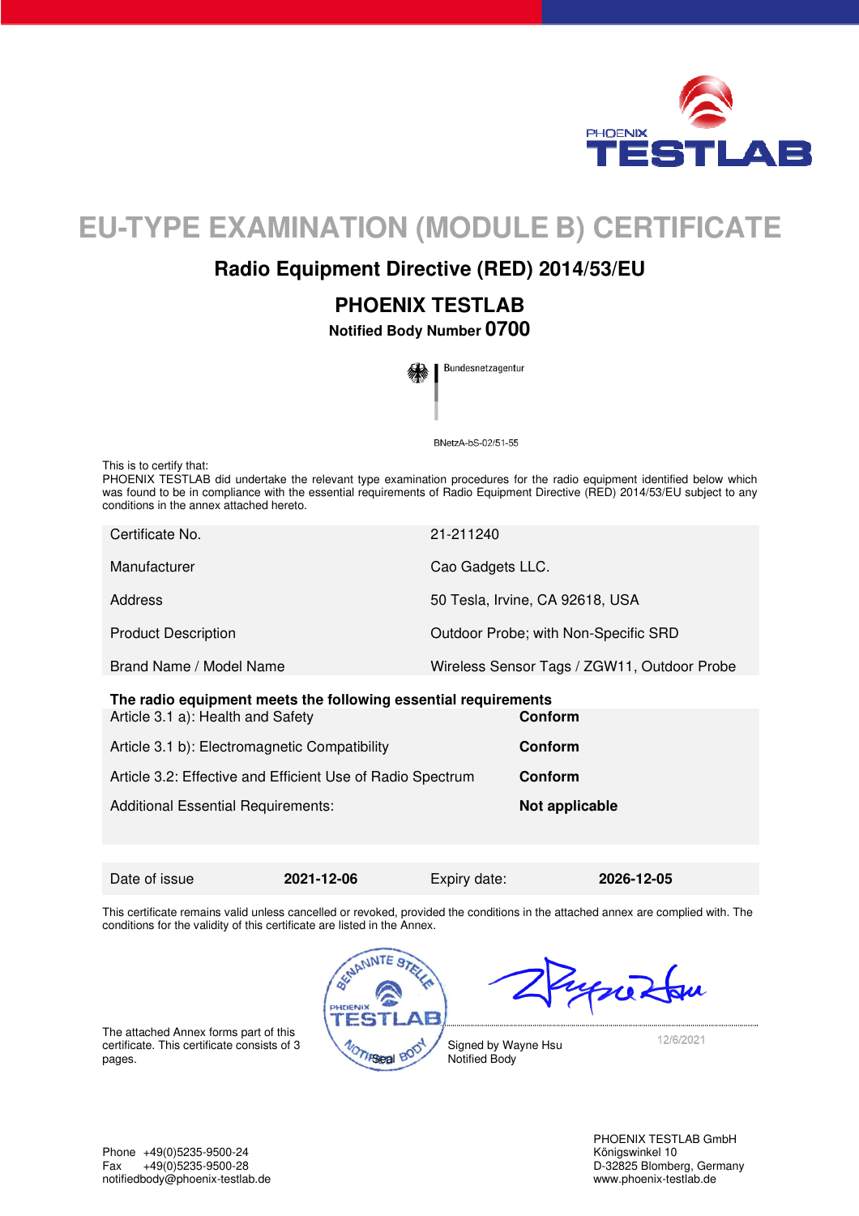# EU-TYPE EXAMINATION (MODULE B) CERTIFICATE

## Radio Equipment Directive (RED) 2014/53/EU

## PHOENIX TESTLAB

**Notified Body Number 0700**

Bundesnetzagentur

BNetzA-bS-02/51-55

This is to certify that:
PHOENIX TESTLAB did undertake the relevant type examination procedures for the radio equipment identified below which was found to be in compliance with the essential requirements of Radio Equipment Directive (RED) 2014/53/EU subject to any conditions in the annex attached hereto.

| | |
|---|---|
| Certificate No. | 21-211240 |
| Manufacturer | Cao Gadgets LLC. |
| Address | 50 Tesla, Irvine, CA 92618, USA |
| Product Description | Outdoor Probe; with Non-Specific SRD |
| Brand Name / Model Name | Wireless Sensor Tags / ZGW11, Outdoor Probe |

**The radio equipment meets the following essential requirements**

| | |
|---|---|
| Article 3.1 a): Health and Safety | **Conform** |
| Article 3.1 b): Electromagnetic Compatibility | **Conform** |
| Article 3.2: Effective and Efficient Use of Radio Spectrum | **Conform** |
| Additional Essential Requirements: | **Not applicable** |

| | | | |
|---|---|---|---|
| Date of issue | **2021-12-06** | Expiry date: | **2026-12-05** |

This certificate remains valid unless cancelled or revoked, provided the conditions in the attached annex are complied with. The conditions for the validity of this certificate are listed in the Annex.

The attached Annex forms part of this certificate. This certificate consists of 3 pages.

Seal

12/6/2021

Signed by Wayne Hsu
Notified Body

Phone +49(0)5235-9500-24
Fax +49(0)5235-9500-28
notifiedbody@phoenix-testlab.de

PHOENIX TESTLAB GmbH
Königswinkel 10
D-32825 Blomberg, Germany
www.phoenix-testlab.de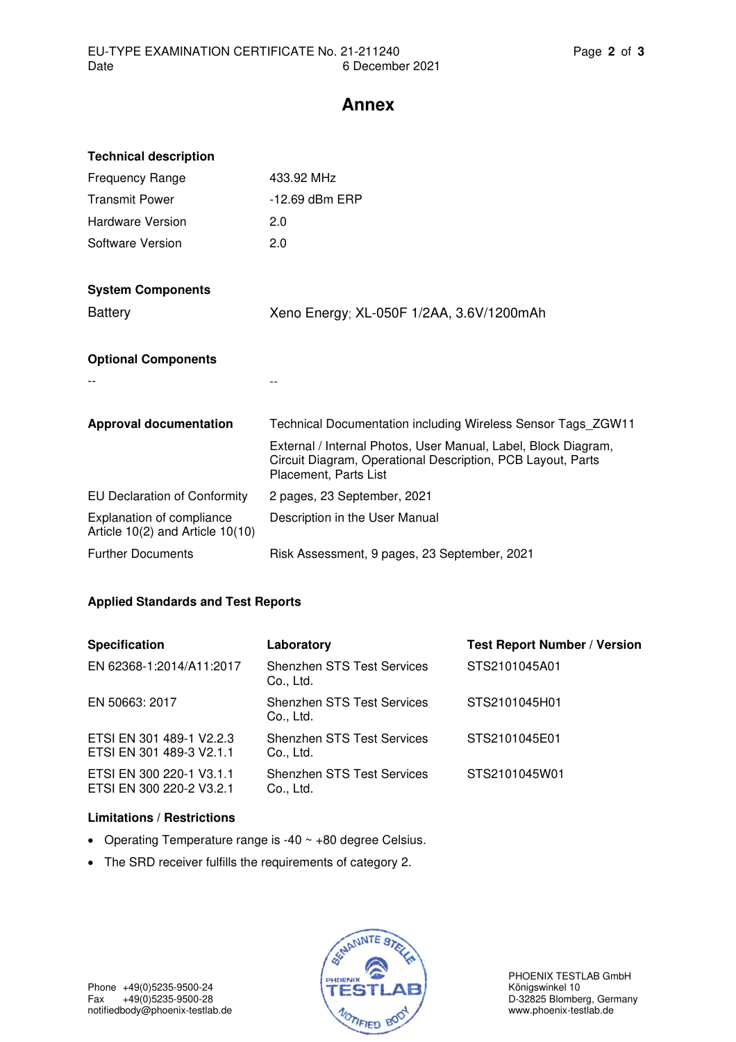# Annex

**Technical description**

| | |
|---|---|
| Frequency Range | 433.92 MHz |
| Transmit Power | -12.69 dBm ERP |
| Hardware Version | 2.0 |
| Software Version | 2.0 |

**System Components**

| | |
|---|---|
| Battery | Xeno Energy; XL-050F 1/2AA, 3.6V/1200mAh |

**Optional Components**

| | |
|---|---|
| -- | -- |

| | |
|---|---|
| **Approval documentation** | Technical Documentation including Wireless Sensor Tags_ZGW11 |
| | External / Internal Photos, User Manual, Label, Block Diagram, Circuit Diagram, Operational Description, PCB Layout, Parts Placement, Parts List |
| EU Declaration of Conformity | 2 pages, 23 September, 2021 |
| Explanation of compliance Article 10(2) and Article 10(10) | Description in the User Manual |
| Further Documents | Risk Assessment, 9 pages, 23 September, 2021 |

**Applied Standards and Test Reports**

| Specification | Laboratory | Test Report Number / Version |
|---|---|---|
| EN 62368-1:2014/A11:2017 | Shenzhen STS Test Services Co., Ltd. | STS2101045A01 |
| EN 50663: 2017 | Shenzhen STS Test Services Co., Ltd. | STS2101045H01 |
| ETSI EN 301 489-1 V2.2.3<br>ETSI EN 301 489-3 V2.1.1 | Shenzhen STS Test Services Co., Ltd. | STS2101045E01 |
| ETSI EN 300 220-1 V3.1.1<br>ETSI EN 300 220-2 V3.2.1 | Shenzhen STS Test Services Co., Ltd. | STS2101045W01 |

**Limitations / Restrictions**

- Operating Temperature range is -40 ~ +80 degree Celsius.
- The SRD receiver fulfills the requirements of category 2.

Phone +49(0)5235-9500-24
Fax +49(0)5235-9500-28
notifiedbody@phoenix-testlab.de

PHOENIX TESTLAB GmbH
Königswinkel 10
D-32825 Blomberg, Germany
www.phoenix-testlab.de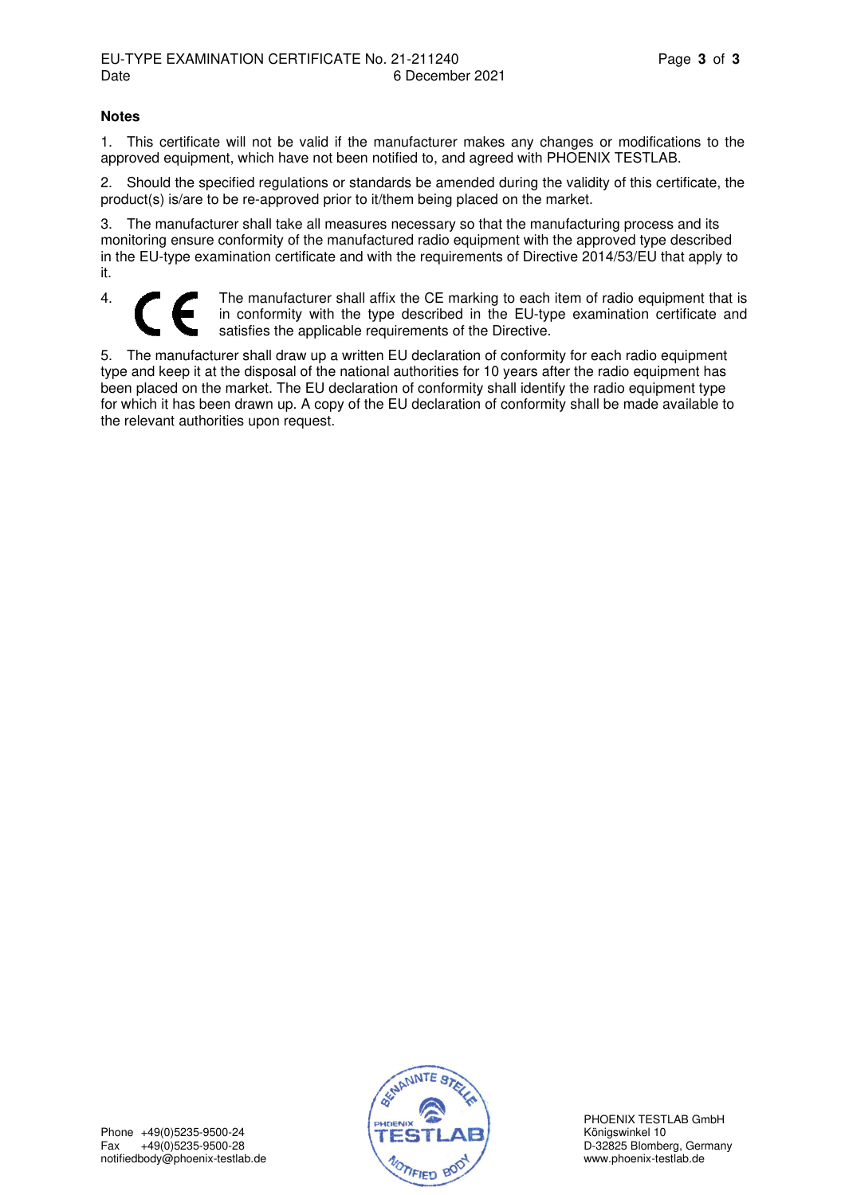**Notes**

1. This certificate will not be valid if the manufacturer makes any changes or modifications to the approved equipment, which have not been notified to, and agreed with PHOENIX TESTLAB.

2. Should the specified regulations or standards be amended during the validity of this certificate, the product(s) is/are to be re-approved prior to it/them being placed on the market.

3. The manufacturer shall take all measures necessary so that the manufacturing process and its monitoring ensure conformity of the manufactured radio equipment with the approved type described in the EU-type examination certificate and with the requirements of Directive 2014/53/EU that apply to it.

4. CE The manufacturer shall affix the CE marking to each item of radio equipment that is in conformity with the type described in the EU-type examination certificate and satisfies the applicable requirements of the Directive.

5. The manufacturer shall draw up a written EU declaration of conformity for each radio equipment type and keep it at the disposal of the national authorities for 10 years after the radio equipment has been placed on the market. The EU declaration of conformity shall identify the radio equipment type for which it has been drawn up. A copy of the EU declaration of conformity shall be made available to the relevant authorities upon request.